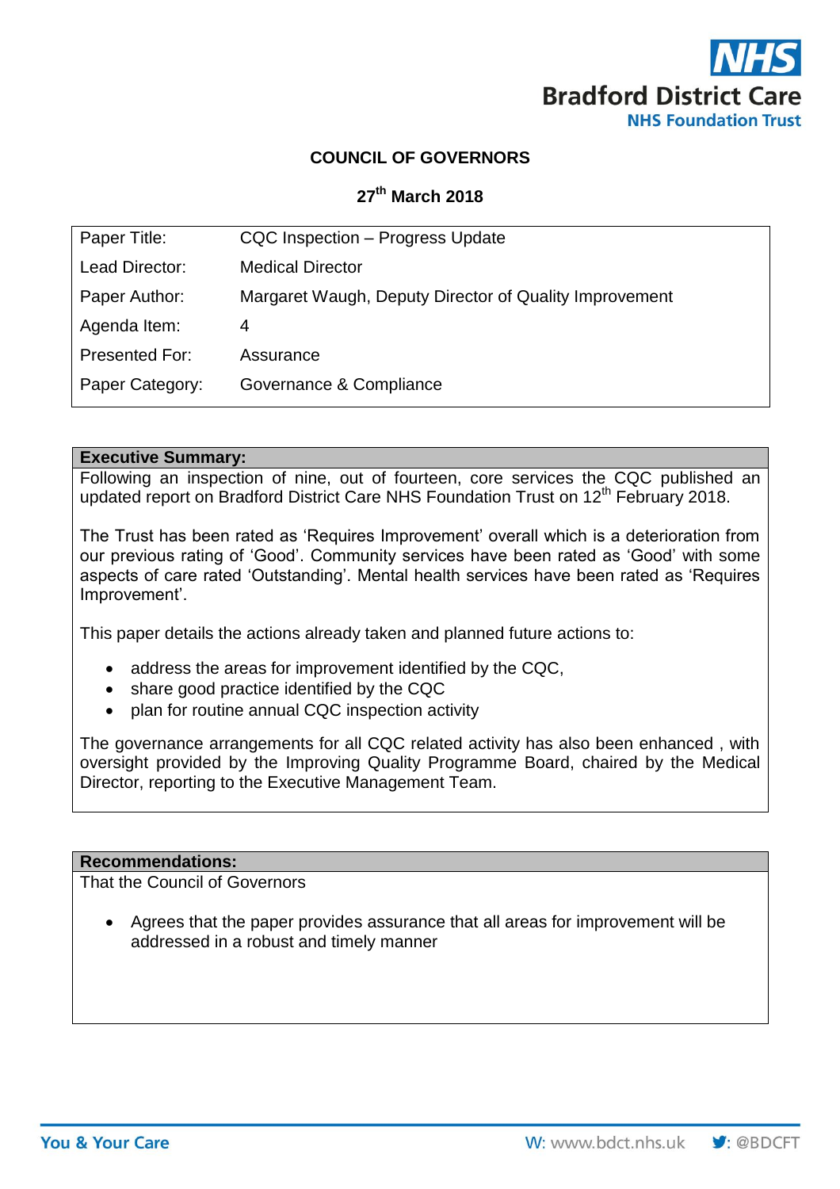Bradford District Care
NHS Foundation Trust

## COUNCIL OF GOVERNORS

### 27th March 2018

| Paper Title: | CQC Inspection – Progress Update |
|---|---|
| Lead Director: | Medical Director |
| Paper Author: | Margaret Waugh, Deputy Director of Quality Improvement |
| Agenda Item: | 4 |
| Presented For: | Assurance |
| Paper Category: | Governance & Compliance |

**Executive Summary:**

Following an inspection of nine, out of fourteen, core services the CQC published an updated report on Bradford District Care NHS Foundation Trust on 12th February 2018.

The Trust has been rated as 'Requires Improvement' overall which is a deterioration from our previous rating of 'Good'. Community services have been rated as 'Good' with some aspects of care rated 'Outstanding'. Mental health services have been rated as 'Requires Improvement'.

This paper details the actions already taken and planned future actions to:

- address the areas for improvement identified by the CQC,
- share good practice identified by the CQC
- plan for routine annual CQC inspection activity

The governance arrangements for all CQC related activity has also been enhanced , with oversight provided by the Improving Quality Programme Board, chaired by the Medical Director, reporting to the Executive Management Team.

**Recommendations:**

That the Council of Governors

- Agrees that the paper provides assurance that all areas for improvement will be addressed in a robust and timely manner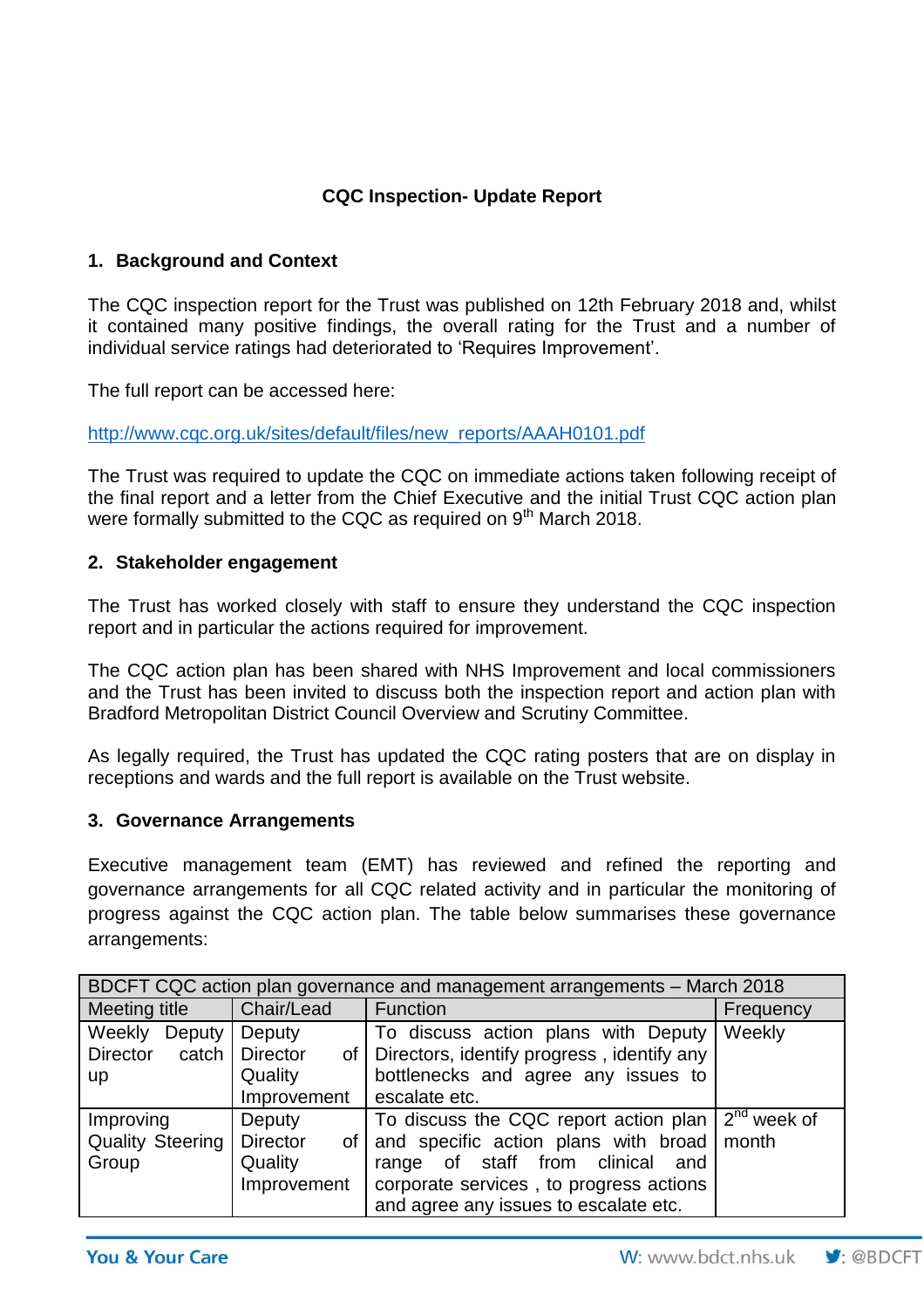# CQC Inspection- Update Report

## 1. Background and Context

The CQC inspection report for the Trust was published on 12th February 2018 and, whilst it contained many positive findings, the overall rating for the Trust and a number of individual service ratings had deteriorated to 'Requires Improvement'.

The full report can be accessed here:

http://www.cqc.org.uk/sites/default/files/new_reports/AAAH0101.pdf

The Trust was required to update the CQC on immediate actions taken following receipt of the final report and a letter from the Chief Executive and the initial Trust CQC action plan were formally submitted to the CQC as required on 9th March 2018.

## 2. Stakeholder engagement

The Trust has worked closely with staff to ensure they understand the CQC inspection report and in particular the actions required for improvement.

The CQC action plan has been shared with NHS Improvement and local commissioners and the Trust has been invited to discuss both the inspection report and action plan with Bradford Metropolitan District Council Overview and Scrutiny Committee.

As legally required, the Trust has updated the CQC rating posters that are on display in receptions and wards and the full report is available on the Trust website.

## 3. Governance Arrangements

Executive management team (EMT) has reviewed and refined the reporting and governance arrangements for all CQC related activity and in particular the monitoring of progress against the CQC action plan. The table below summarises these governance arrangements:

| BDCFT CQC action plan governance and management arrangements – March 2018 | | | |
|---|---|---|---|
| Meeting title | Chair/Lead | Function | Frequency |
| Weekly Deputy Director catch up | Deputy Director of Quality Improvement | To discuss action plans with Deputy Directors, identify progress , identify any bottlenecks and agree any issues to escalate etc. | Weekly |
| Improving Quality Steering Group | Deputy Director of Quality Improvement | To discuss the CQC report action plan and specific action plans with broad range of staff from clinical and corporate services , to progress actions and agree any issues to escalate etc. | 2nd week of month |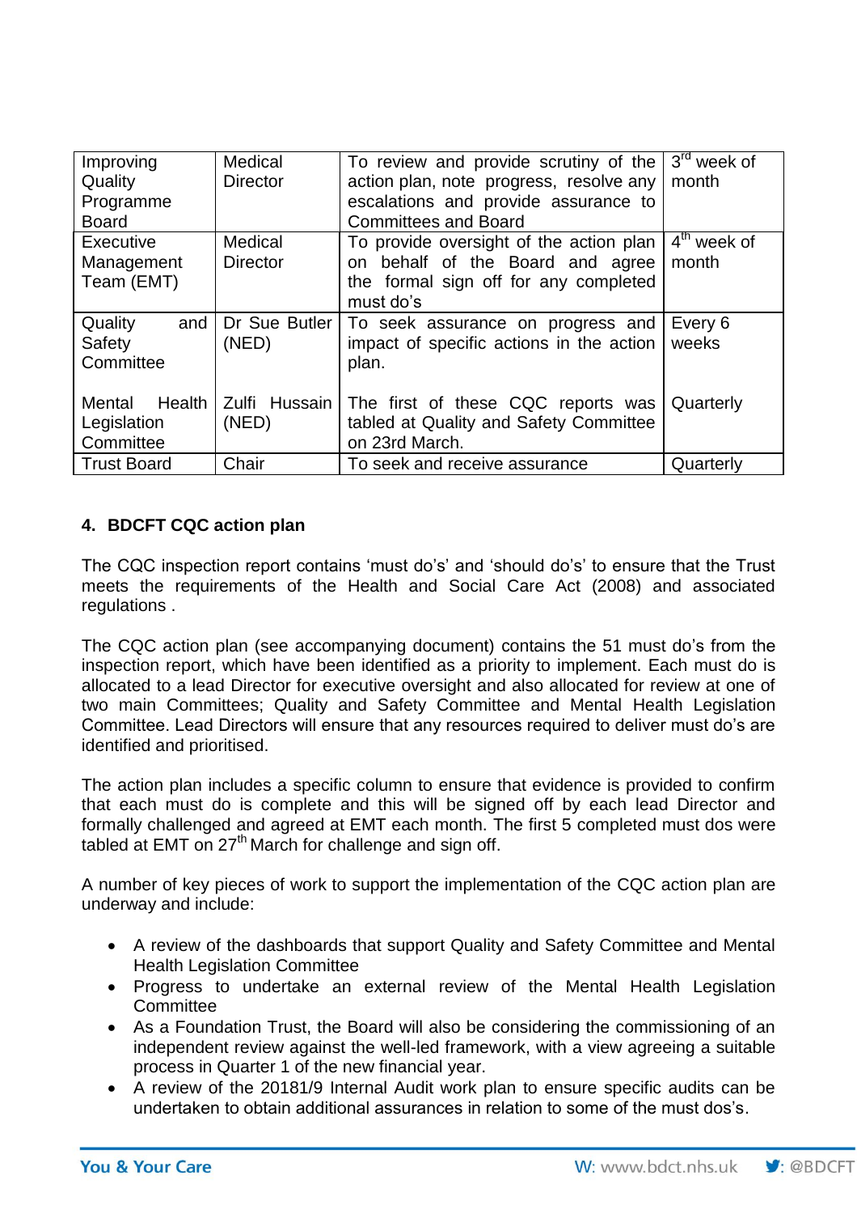| Improving Quality Programme Board | Medical Director | To review and provide scrutiny of the action plan, note progress, resolve any escalations and provide assurance to Committees and Board | 3rd week of month |
|---|---|---|---|
| Executive Management Team (EMT) | Medical Director | To provide oversight of the action plan on behalf of the Board and agree the formal sign off for any completed must do's | 4th week of month |
| Quality and Safety Committee | Dr Sue Butler (NED) | To seek assurance on progress and impact of specific actions in the action plan. | Every 6 weeks |
| Mental Health Legislation Committee | Zulfi Hussain (NED) | The first of these CQC reports was tabled at Quality and Safety Committee on 23rd March. | Quarterly |
| Trust Board | Chair | To seek and receive assurance | Quarterly |

## 4. BDCFT CQC action plan

The CQC inspection report contains 'must do's' and 'should do's' to ensure that the Trust meets the requirements of the Health and Social Care Act (2008) and associated regulations .

The CQC action plan (see accompanying document) contains the 51 must do's from the inspection report, which have been identified as a priority to implement. Each must do is allocated to a lead Director for executive oversight and also allocated for review at one of two main Committees; Quality and Safety Committee and Mental Health Legislation Committee. Lead Directors will ensure that any resources required to deliver must do's are identified and prioritised.

The action plan includes a specific column to ensure that evidence is provided to confirm that each must do is complete and this will be signed off by each lead Director and formally challenged and agreed at EMT each month. The first 5 completed must dos were tabled at EMT on 27th March for challenge and sign off.

A number of key pieces of work to support the implementation of the CQC action plan are underway and include:

- A review of the dashboards that support Quality and Safety Committee and Mental Health Legislation Committee
- Progress to undertake an external review of the Mental Health Legislation Committee
- As a Foundation Trust, the Board will also be considering the commissioning of an independent review against the well-led framework, with a view agreeing a suitable process in Quarter 1 of the new financial year.
- A review of the 20181/9 Internal Audit work plan to ensure specific audits can be undertaken to obtain additional assurances in relation to some of the must dos's.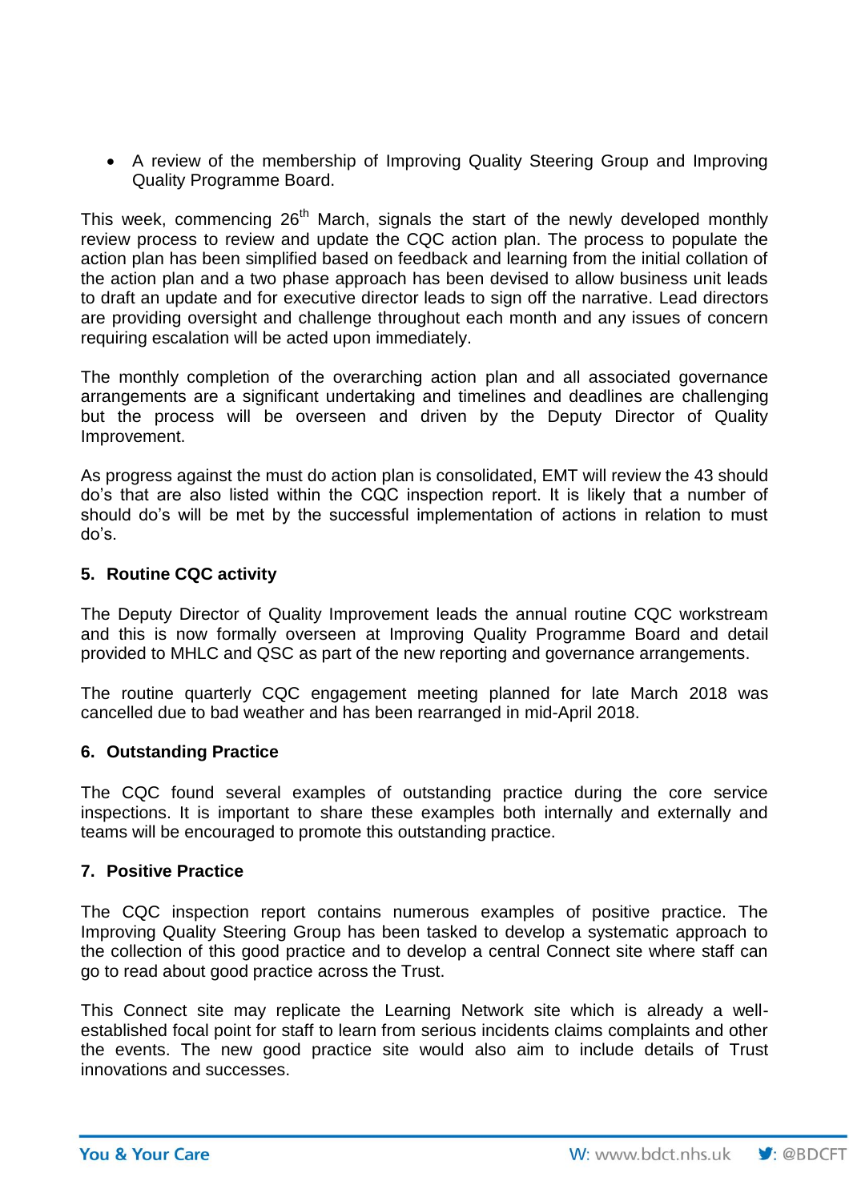- A review of the membership of Improving Quality Steering Group and Improving Quality Programme Board.

This week, commencing 26th March, signals the start of the newly developed monthly review process to review and update the CQC action plan. The process to populate the action plan has been simplified based on feedback and learning from the initial collation of the action plan and a two phase approach has been devised to allow business unit leads to draft an update and for executive director leads to sign off the narrative. Lead directors are providing oversight and challenge throughout each month and any issues of concern requiring escalation will be acted upon immediately.

The monthly completion of the overarching action plan and all associated governance arrangements are a significant undertaking and timelines and deadlines are challenging but the process will be overseen and driven by the Deputy Director of Quality Improvement.

As progress against the must do action plan is consolidated, EMT will review the 43 should do's that are also listed within the CQC inspection report. It is likely that a number of should do's will be met by the successful implementation of actions in relation to must do's.

## 5. Routine CQC activity

The Deputy Director of Quality Improvement leads the annual routine CQC workstream and this is now formally overseen at Improving Quality Programme Board and detail provided to MHLC and QSC as part of the new reporting and governance arrangements.

The routine quarterly CQC engagement meeting planned for late March 2018 was cancelled due to bad weather and has been rearranged in mid-April 2018.

## 6. Outstanding Practice

The CQC found several examples of outstanding practice during the core service inspections. It is important to share these examples both internally and externally and teams will be encouraged to promote this outstanding practice.

## 7. Positive Practice

The CQC inspection report contains numerous examples of positive practice. The Improving Quality Steering Group has been tasked to develop a systematic approach to the collection of this good practice and to develop a central Connect site where staff can go to read about good practice across the Trust.

This Connect site may replicate the Learning Network site which is already a well-established focal point for staff to learn from serious incidents claims complaints and other the events. The new good practice site would also aim to include details of Trust innovations and successes.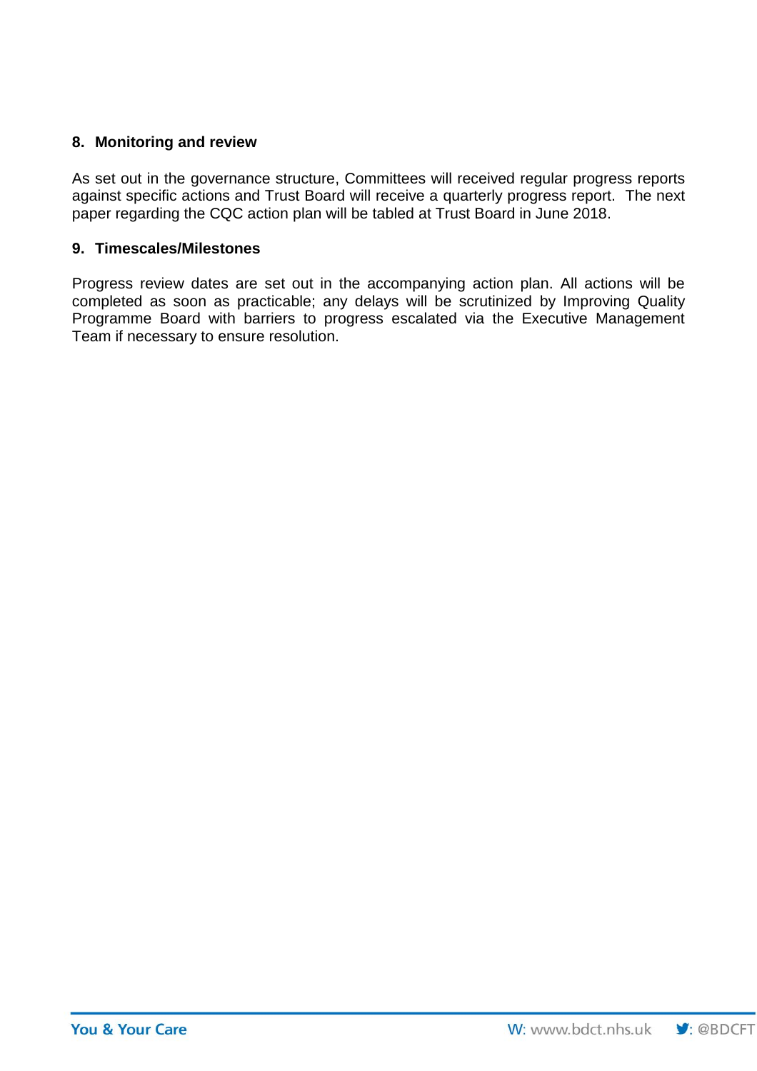## 8. Monitoring and review

As set out in the governance structure, Committees will received regular progress reports against specific actions and Trust Board will receive a quarterly progress report. The next paper regarding the CQC action plan will be tabled at Trust Board in June 2018.

## 9. Timescales/Milestones

Progress review dates are set out in the accompanying action plan. All actions will be completed as soon as practicable; any delays will be scrutinized by Improving Quality Programme Board with barriers to progress escalated via the Executive Management Team if necessary to ensure resolution.